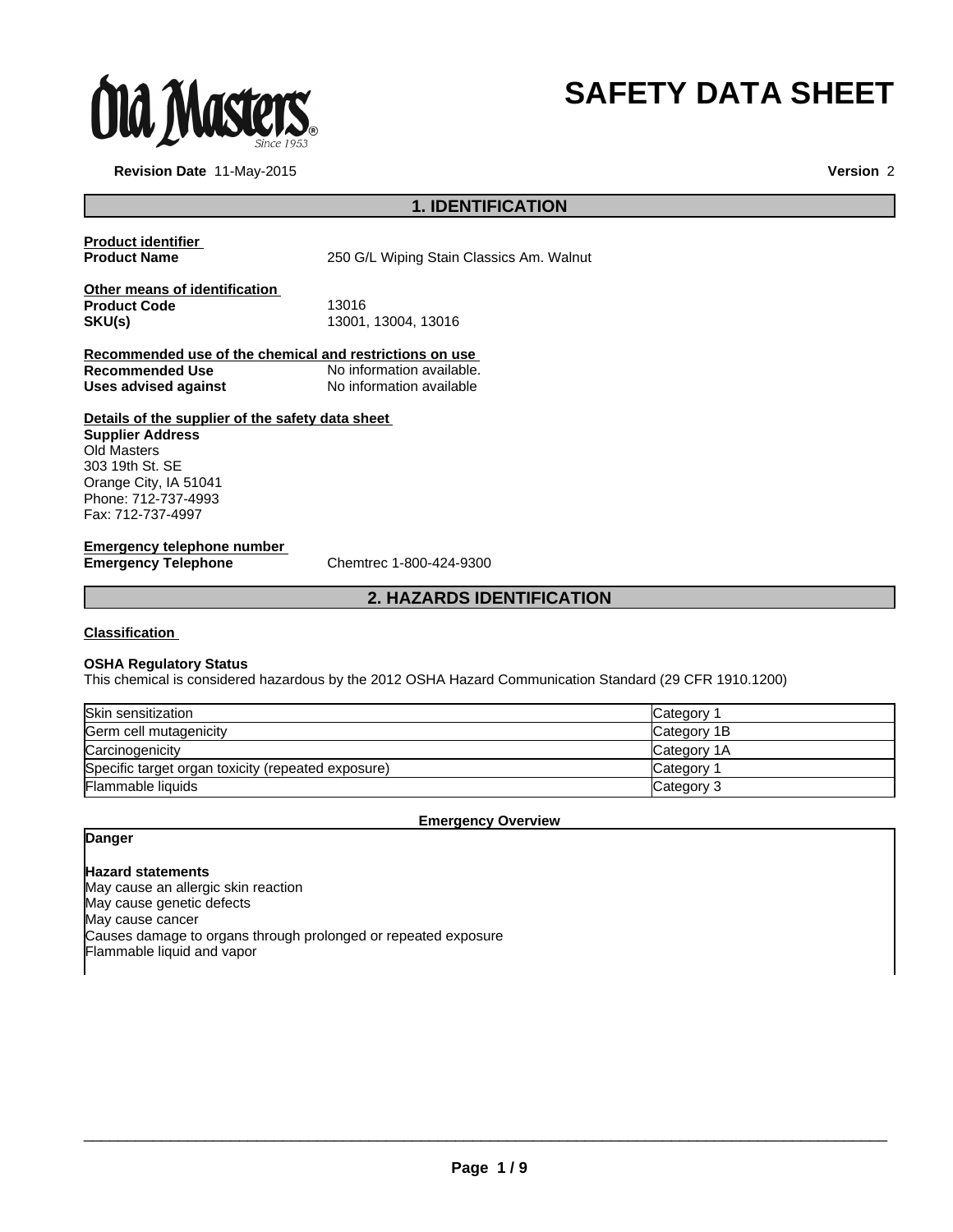Old Masters® Since 1953

# SAFETY DATA SHEET

**Revision Date** 11-May-2015

**Version** 2

## 1. IDENTIFICATION

**Product identifier**

**Product Name** 250 G/L Wiping Stain Classics Am. Walnut

**Other means of identification**

**Product Code** 13016

**SKU(s)** 13001, 13004, 13016

**Recommended use of the chemical and restrictions on use**

**Recommended Use** No information available.

**Uses advised against** No information available

**Details of the supplier of the safety data sheet**

**Supplier Address**
Old Masters
303 19th St. SE
Orange City, IA 51041
Phone: 712-737-4993
Fax: 712-737-4997

**Emergency telephone number**

**Emergency Telephone** Chemtrec 1-800-424-9300

## 2. HAZARDS IDENTIFICATION

**Classification**

**OSHA Regulatory Status**

This chemical is considered hazardous by the 2012 OSHA Hazard Communication Standard (29 CFR 1910.1200)

| | |
|---|---|
| Skin sensitization | Category 1 |
| Germ cell mutagenicity | Category 1B |
| Carcinogenicity | Category 1A |
| Specific target organ toxicity (repeated exposure) | Category 1 |
| Flammable liquids | Category 3 |

**Emergency Overview**

**Danger**

**Hazard statements**

May cause an allergic skin reaction
May cause genetic defects
May cause cancer
Causes damage to organs through prolonged or repeated exposure
Flammable liquid and vapor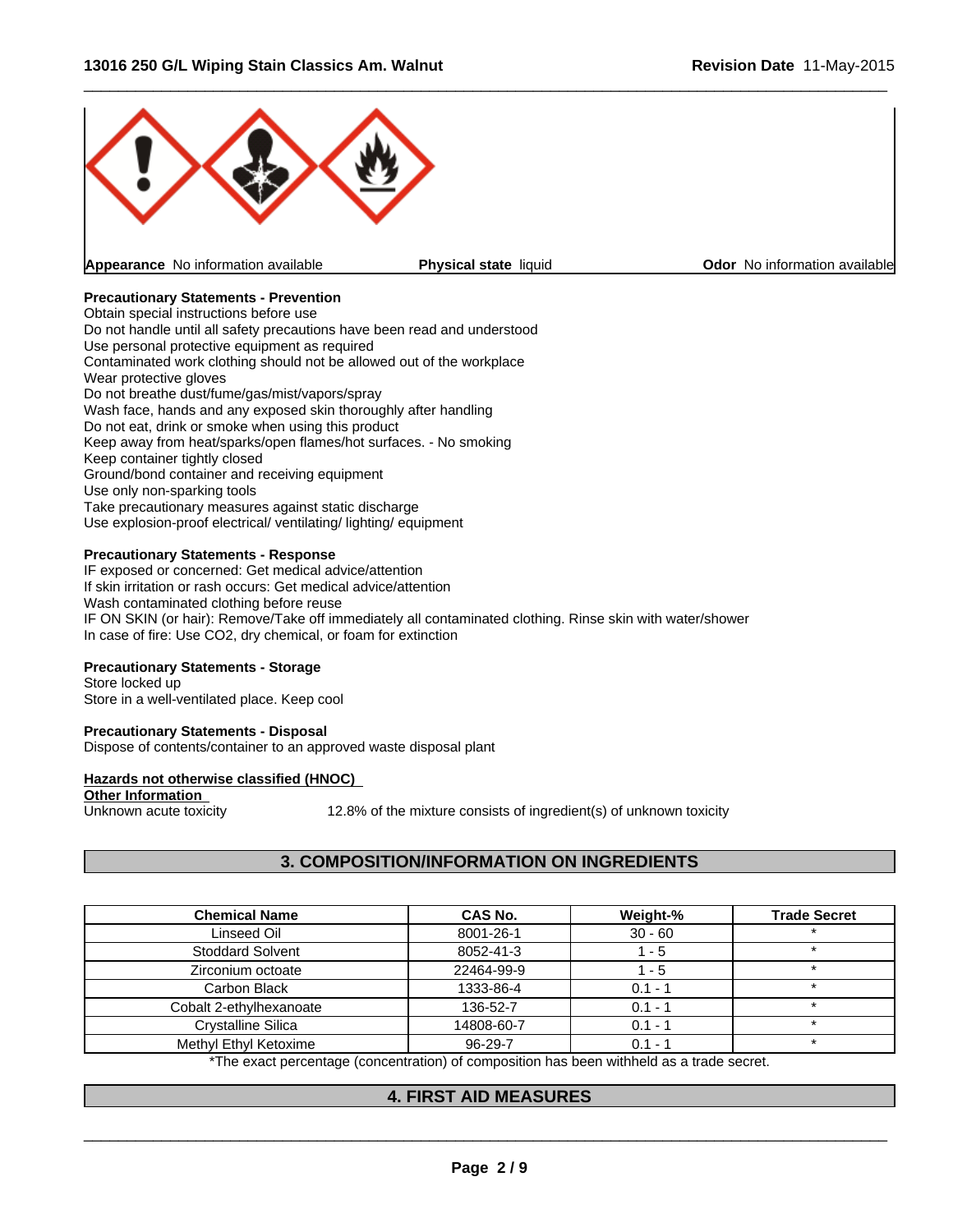**Appearance** No information available | **Physical state** liquid | **Odor** No information available

**Precautionary Statements - Prevention**

Obtain special instructions before use
Do not handle until all safety precautions have been read and understood
Use personal protective equipment as required
Contaminated work clothing should not be allowed out of the workplace
Wear protective gloves
Do not breathe dust/fume/gas/mist/vapors/spray
Wash face, hands and any exposed skin thoroughly after handling
Do not eat, drink or smoke when using this product
Keep away from heat/sparks/open flames/hot surfaces. - No smoking
Keep container tightly closed
Ground/bond container and receiving equipment
Use only non-sparking tools
Take precautionary measures against static discharge
Use explosion-proof electrical/ ventilating/ lighting/ equipment

**Precautionary Statements - Response**

IF exposed or concerned: Get medical advice/attention
If skin irritation or rash occurs: Get medical advice/attention
Wash contaminated clothing before reuse
IF ON SKIN (or hair): Remove/Take off immediately all contaminated clothing. Rinse skin with water/shower
In case of fire: Use CO2, dry chemical, or foam for extinction

**Precautionary Statements - Storage**

Store locked up
Store in a well-ventilated place. Keep cool

**Precautionary Statements - Disposal**

Dispose of contents/container to an approved waste disposal plant

**Hazards not otherwise classified (HNOC)**

**Other Information**

Unknown acute toxicity 12.8% of the mixture consists of ingredient(s) of unknown toxicity

## 3. COMPOSITION/INFORMATION ON INGREDIENTS

| Chemical Name | CAS No. | Weight-% | Trade Secret |
|---|---|---|---|
| Linseed Oil | 8001-26-1 | 30 - 60 | * |
| Stoddard Solvent | 8052-41-3 | 1 - 5 | * |
| Zirconium octoate | 22464-99-9 | 1 - 5 | * |
| Carbon Black | 1333-86-4 | 0.1 - 1 | * |
| Cobalt 2-ethylhexanoate | 136-52-7 | 0.1 - 1 | * |
| Crystalline Silica | 14808-60-7 | 0.1 - 1 | * |
| Methyl Ethyl Ketoxime | 96-29-7 | 0.1 - 1 | * |

*The exact percentage (concentration) of composition has been withheld as a trade secret.

## 4. FIRST AID MEASURES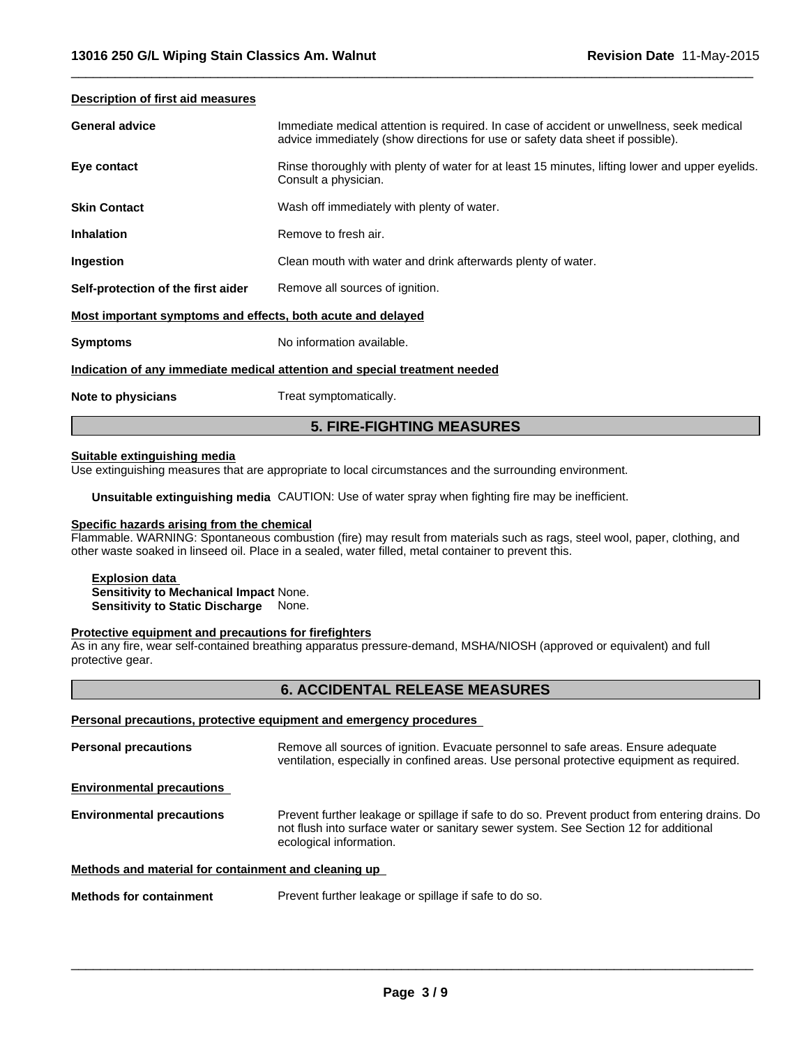#### Description of first aid measures

| | |
|---|---|
| **General advice** | Immediate medical attention is required. In case of accident or unwellness, seek medical advice immediately (show directions for use or safety data sheet if possible). |
| **Eye contact** | Rinse thoroughly with plenty of water for at least 15 minutes, lifting lower and upper eyelids. Consult a physician. |
| **Skin Contact** | Wash off immediately with plenty of water. |
| **Inhalation** | Remove to fresh air. |
| **Ingestion** | Clean mouth with water and drink afterwards plenty of water. |
| **Self-protection of the first aider** | Remove all sources of ignition. |

#### Most important symptoms and effects, both acute and delayed

**Symptoms** No information available.

#### Indication of any immediate medical attention and special treatment needed

**Note to physicians** Treat symptomatically.

## 5. FIRE-FIGHTING MEASURES

#### Suitable extinguishing media

Use extinguishing measures that are appropriate to local circumstances and the surrounding environment.

**Unsuitable extinguishing media** CAUTION: Use of water spray when fighting fire may be inefficient.

#### Specific hazards arising from the chemical

Flammable. WARNING: Spontaneous combustion (fire) may result from materials such as rags, steel wool, paper, clothing, and other waste soaked in linseed oil. Place in a sealed, water filled, metal container to prevent this.

**Explosion data**
**Sensitivity to Mechanical Impact** None.
**Sensitivity to Static Discharge** None.

#### Protective equipment and precautions for firefighters

As in any fire, wear self-contained breathing apparatus pressure-demand, MSHA/NIOSH (approved or equivalent) and full protective gear.

## 6. ACCIDENTAL RELEASE MEASURES

#### Personal precautions, protective equipment and emergency procedures

**Personal precautions** Remove all sources of ignition. Evacuate personnel to safe areas. Ensure adequate ventilation, especially in confined areas. Use personal protective equipment as required.

#### Environmental precautions

**Environmental precautions** Prevent further leakage or spillage if safe to do so. Prevent product from entering drains. Do not flush into surface water or sanitary sewer system. See Section 12 for additional ecological information.

#### Methods and material for containment and cleaning up

**Methods for containment** Prevent further leakage or spillage if safe to do so.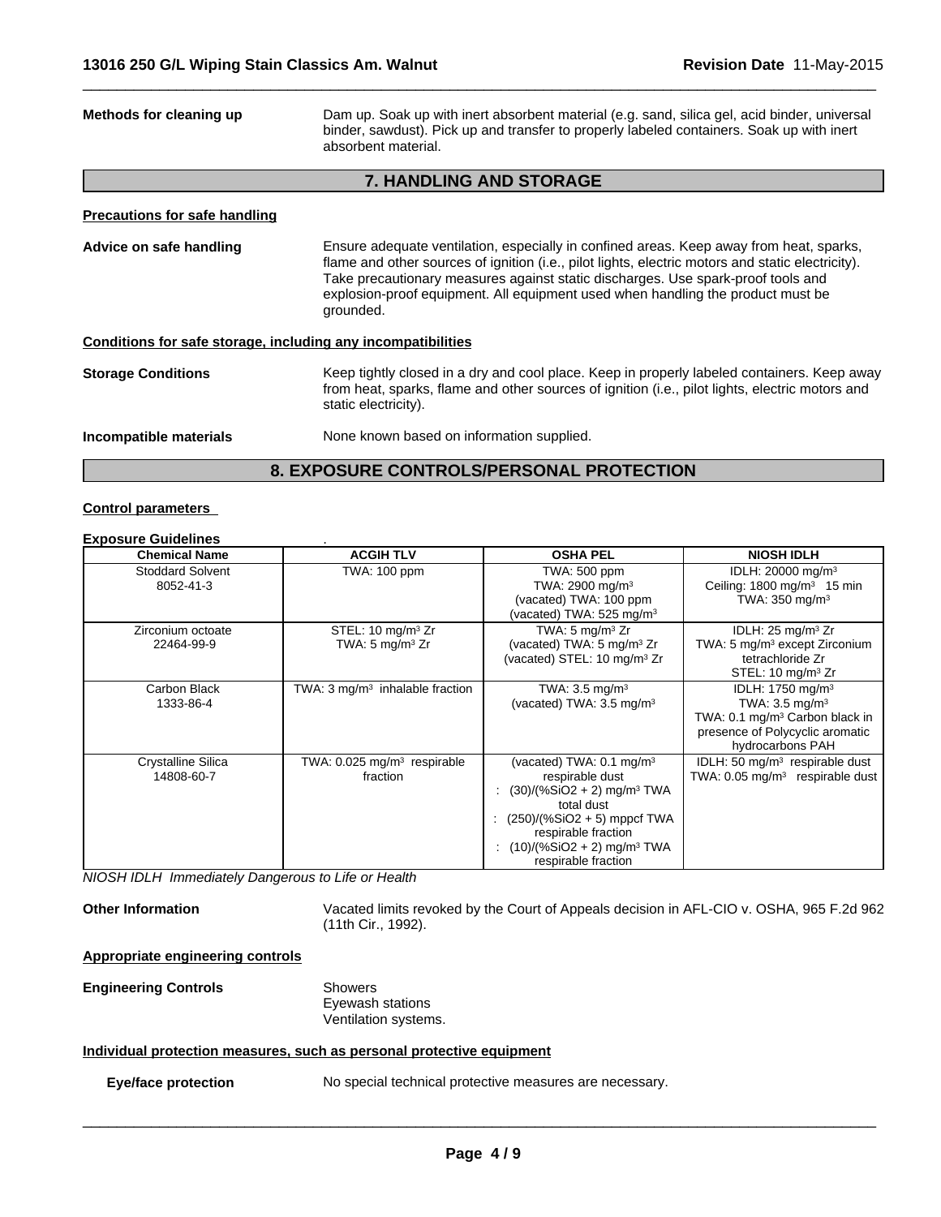**Methods for cleaning up** Dam up. Soak up with inert absorbent material (e.g. sand, silica gel, acid binder, universal binder, sawdust). Pick up and transfer to properly labeled containers. Soak up with inert absorbent material.

## 7. HANDLING AND STORAGE

**Precautions for safe handling**

**Advice on safe handling** Ensure adequate ventilation, especially in confined areas. Keep away from heat, sparks, flame and other sources of ignition (i.e., pilot lights, electric motors and static electricity). Take precautionary measures against static discharges. Use spark-proof tools and explosion-proof equipment. All equipment used when handling the product must be grounded.

**Conditions for safe storage, including any incompatibilities**

**Storage Conditions** Keep tightly closed in a dry and cool place. Keep in properly labeled containers. Keep away from heat, sparks, flame and other sources of ignition (i.e., pilot lights, electric motors and static electricity).

**Incompatible materials** None known based on information supplied.

## 8. EXPOSURE CONTROLS/PERSONAL PROTECTION

**Control parameters**

**Exposure Guidelines** .

| Chemical Name | ACGIH TLV | OSHA PEL | NIOSH IDLH |
|---|---|---|---|
| Stoddard Solvent 8052-41-3 | TWA: 100 ppm | TWA: 500 ppm<br>TWA: 2900 mg/m³<br>(vacated) TWA: 100 ppm<br>(vacated) TWA: 525 mg/m³ | IDLH: 20000 mg/m³<br>Ceiling: 1800 mg/m³ 15 min<br>TWA: 350 mg/m³ |
| Zirconium octoate 22464-99-9 | STEL: 10 mg/m³ Zr<br>TWA: 5 mg/m³ Zr | TWA: 5 mg/m³ Zr<br>(vacated) TWA: 5 mg/m³ Zr<br>(vacated) STEL: 10 mg/m³ Zr | IDLH: 25 mg/m³ Zr<br>TWA: 5 mg/m³ except Zirconium tetrachloride Zr<br>STEL: 10 mg/m³ Zr |
| Carbon Black 1333-86-4 | TWA: 3 mg/m³ inhalable fraction | TWA: 3.5 mg/m³<br>(vacated) TWA: 3.5 mg/m³ | IDLH: 1750 mg/m³<br>TWA: 3.5 mg/m³<br>TWA: 0.1 mg/m³ Carbon black in presence of Polycyclic aromatic hydrocarbons PAH |
| Crystalline Silica 14808-60-7 | TWA: 0.025 mg/m³ respirable fraction | (vacated) TWA: 0.1 mg/m³ respirable dust<br>: (30)/(%SiO2 + 2) mg/m³ TWA total dust<br>: (250)/(%SiO2 + 5) mppcf TWA respirable fraction<br>: (10)/(%SiO2 + 2) mg/m³ TWA respirable fraction | IDLH: 50 mg/m³ respirable dust<br>TWA: 0.05 mg/m³ respirable dust |

*NIOSH IDLH Immediately Dangerous to Life or Health*

**Other Information** Vacated limits revoked by the Court of Appeals decision in AFL-CIO v. OSHA, 965 F.2d 962 (11th Cir., 1992).

**Appropriate engineering controls**

**Engineering Controls** Showers
Eyewash stations
Ventilation systems.

**Individual protection measures, such as personal protective equipment**

**Eye/face protection** No special technical protective measures are necessary.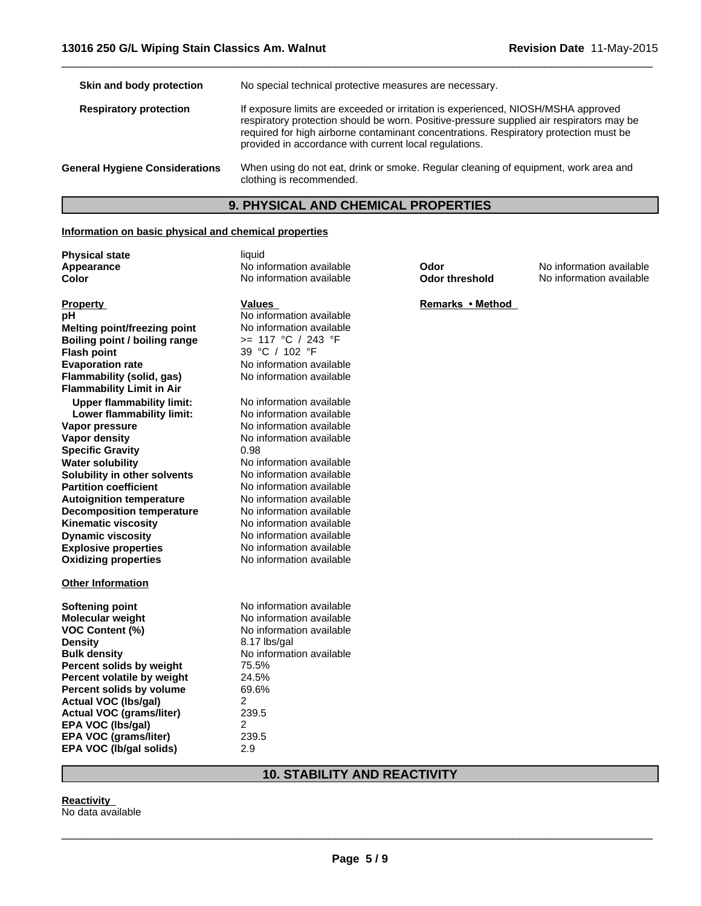| | |
|---|---|
| **Skin and body protection** | No special technical protective measures are necessary. |
| **Respiratory protection** | If exposure limits are exceeded or irritation is experienced, NIOSH/MSHA approved respiratory protection should be worn. Positive-pressure supplied air respirators may be required for high airborne contaminant concentrations. Respiratory protection must be provided in accordance with current local regulations. |
| **General Hygiene Considerations** | When using do not eat, drink or smoke. Regular cleaning of equipment, work area and clothing is recommended. |

## 9. PHYSICAL AND CHEMICAL PROPERTIES

**Information on basic physical and chemical properties**

| | | | |
|---|---|---|---|
| **Physical state** | liquid | | |
| **Appearance** | No information available | **Odor** | No information available |
| **Color** | No information available | **Odor threshold** | No information available |

| **Property** | **Values** | **Remarks • Method** |
|---|---|---|
| **pH** | No information available | |
| **Melting point/freezing point** | No information available | |
| **Boiling point / boiling range** | >= 117 °C / 243 °F | |
| **Flash point** | 39 °C / 102 °F | |
| **Evaporation rate** | No information available | |
| **Flammability (solid, gas)** | No information available | |
| **Flammability Limit in Air** | | |
| **Upper flammability limit:** | No information available | |
| **Lower flammability limit:** | No information available | |
| **Vapor pressure** | No information available | |
| **Vapor density** | No information available | |
| **Specific Gravity** | 0.98 | |
| **Water solubility** | No information available | |
| **Solubility in other solvents** | No information available | |
| **Partition coefficient** | No information available | |
| **Autoignition temperature** | No information available | |
| **Decomposition temperature** | No information available | |
| **Kinematic viscosity** | No information available | |
| **Dynamic viscosity** | No information available | |
| **Explosive properties** | No information available | |
| **Oxidizing properties** | No information available | |

**Other Information**

| | |
|---|---|
| **Softening point** | No information available |
| **Molecular weight** | No information available |
| **VOC Content (%)** | No information available |
| **Density** | 8.17 lbs/gal |
| **Bulk density** | No information available |
| **Percent solids by weight** | 75.5% |
| **Percent volatile by weight** | 24.5% |
| **Percent solids by volume** | 69.6% |
| **Actual VOC (lbs/gal)** | 2 |
| **Actual VOC (grams/liter)** | 239.5 |
| **EPA VOC (lbs/gal)** | 2 |
| **EPA VOC (grams/liter)** | 239.5 |
| **EPA VOC (lb/gal solids)** | 2.9 |

## 10. STABILITY AND REACTIVITY

**Reactivity**

No data available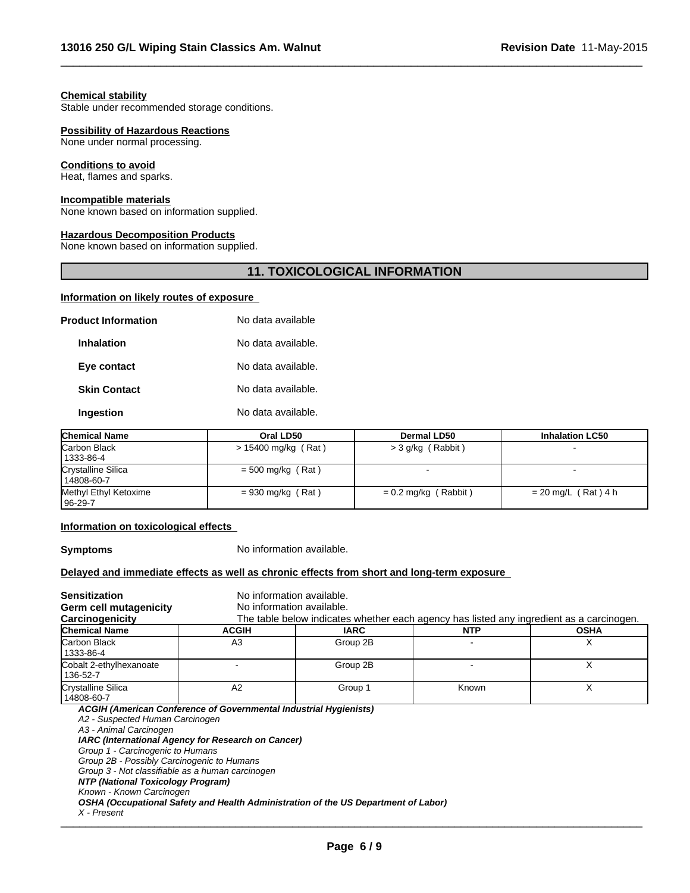**Chemical stability**
Stable under recommended storage conditions.

**Possibility of Hazardous Reactions**
None under normal processing.

**Conditions to avoid**
Heat, flames and sparks.

**Incompatible materials**
None known based on information supplied.

**Hazardous Decomposition Products**
None known based on information supplied.

## 11. TOXICOLOGICAL INFORMATION

**Information on likely routes of exposure**

**Product Information** No data available

**Inhalation** No data available.

**Eye contact** No data available.

**Skin Contact** No data available.

**Ingestion** No data available.

| Chemical Name | Oral LD50 | Dermal LD50 | Inhalation LC50 |
|---|---|---|---|
| Carbon Black 1333-86-4 | > 15400 mg/kg ( Rat ) | > 3 g/kg ( Rabbit ) | - |
| Crystalline Silica 14808-60-7 | = 500 mg/kg ( Rat ) | - | - |
| Methyl Ethyl Ketoxime 96-29-7 | = 930 mg/kg ( Rat ) | = 0.2 mg/kg ( Rabbit ) | = 20 mg/L ( Rat ) 4 h |

**Information on toxicological effects**

**Symptoms** No information available.

**Delayed and immediate effects as well as chronic effects from short and long-term exposure**

**Sensitization** No information available.
**Germ cell mutagenicity** No information available.
**Carcinogenicity** The table below indicates whether each agency has listed any ingredient as a carcinogen.

| Chemical Name | ACGIH | IARC | NTP | OSHA |
|---|---|---|---|---|
| Carbon Black 1333-86-4 | A3 | Group 2B | - | X |
| Cobalt 2-ethylhexanoate 136-52-7 | - | Group 2B | - | X |
| Crystalline Silica 14808-60-7 | A2 | Group 1 | Known | X |

***ACGIH (American Conference of Governmental Industrial Hygienists)***
*A2 - Suspected Human Carcinogen*
*A3 - Animal Carcinogen*
***IARC (International Agency for Research on Cancer)***
*Group 1 - Carcinogenic to Humans*
*Group 2B - Possibly Carcinogenic to Humans*
*Group 3 - Not classifiable as a human carcinogen*
***NTP (National Toxicology Program)***
*Known - Known Carcinogen*
***OSHA (Occupational Safety and Health Administration of the US Department of Labor)***
*X - Present*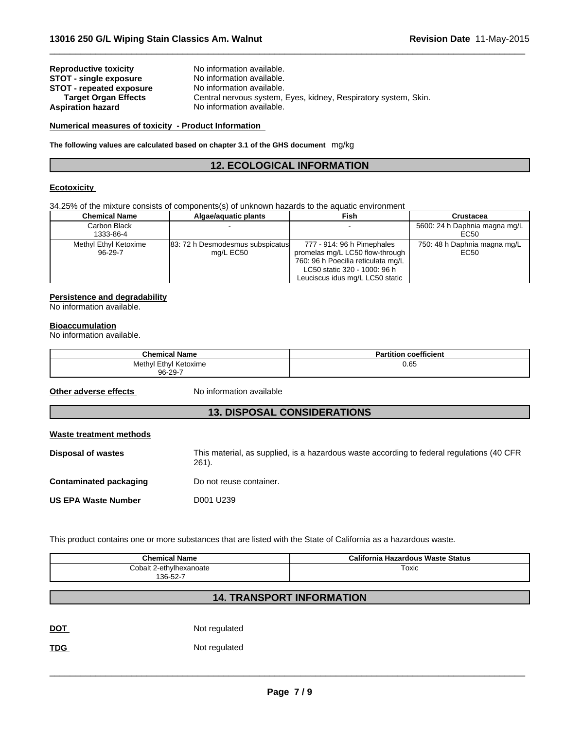**Reproductive toxicity** No information available.
**STOT - single exposure** No information available.
**STOT - repeated exposure** No information available.
**Target Organ Effects** Central nervous system, Eyes, kidney, Respiratory system, Skin.
**Aspiration hazard** No information available.

**Numerical measures of toxicity - Product Information**

**The following values are calculated based on chapter 3.1 of the GHS document** mg/kg

## 12. ECOLOGICAL INFORMATION

**Ecotoxicity**

34.25% of the mixture consists of components(s) of unknown hazards to the aquatic environment

| Chemical Name | Algae/aquatic plants | Fish | Crustacea |
|---|---|---|---|
| Carbon Black<br>1333-86-4 | - | - | 5600: 24 h Daphnia magna mg/L EC50 |
| Methyl Ethyl Ketoxime<br>96-29-7 | 83: 72 h Desmodesmus subspicatus mg/L EC50 | 777 - 914: 96 h Pimephales promelas mg/L LC50 flow-through 760: 96 h Poecilia reticulata mg/L LC50 static 320 - 1000: 96 h Leuciscus idus mg/L LC50 static | 750: 48 h Daphnia magna mg/L EC50 |

**Persistence and degradability**
No information available.

**Bioaccumulation**
No information available.

| Chemical Name | Partition coefficient |
|---|---|
| Methyl Ethyl Ketoxime<br>96-29-7 | 0.65 |

**Other adverse effects** No information available

## 13. DISPOSAL CONSIDERATIONS

**Waste treatment methods**

**Disposal of wastes** This material, as supplied, is a hazardous waste according to federal regulations (40 CFR 261).

**Contaminated packaging** Do not reuse container.

**US EPA Waste Number** D001 U239

This product contains one or more substances that are listed with the State of California as a hazardous waste.

| Chemical Name | California Hazardous Waste Status |
|---|---|
| Cobalt 2-ethylhexanoate<br>136-52-7 | Toxic |

## 14. TRANSPORT INFORMATION

**DOT** Not regulated

**TDG** Not regulated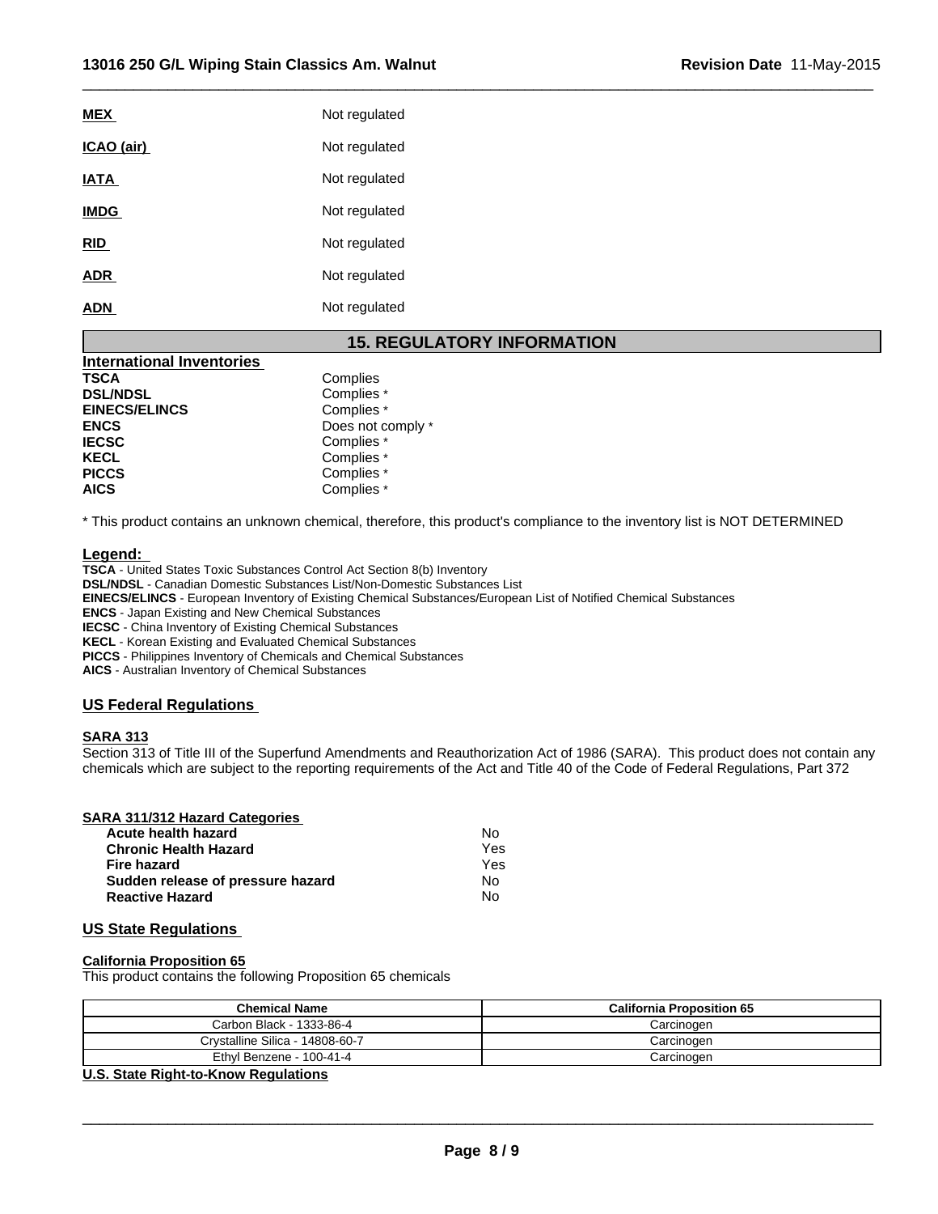| | |
|---|---|
| **MEX** | Not regulated |
| **ICAO (air)** | Not regulated |
| **IATA** | Not regulated |
| **IMDG** | Not regulated |
| **RID** | Not regulated |
| **ADR** | Not regulated |
| **ADN** | Not regulated |

## 15. REGULATORY INFORMATION

**International Inventories**

| | |
|---|---|
| **TSCA** | Complies |
| **DSL/NDSL** | Complies * |
| **EINECS/ELINCS** | Complies * |
| **ENCS** | Does not comply * |
| **IECSC** | Complies * |
| **KECL** | Complies * |
| **PICCS** | Complies * |
| **AICS** | Complies * |

* This product contains an unknown chemical, therefore, this product's compliance to the inventory list is NOT DETERMINED

**Legend:**

**TSCA** - United States Toxic Substances Control Act Section 8(b) Inventory
**DSL/NDSL** - Canadian Domestic Substances List/Non-Domestic Substances List
**EINECS/ELINCS** - European Inventory of Existing Chemical Substances/European List of Notified Chemical Substances
**ENCS** - Japan Existing and New Chemical Substances
**IECSC** - China Inventory of Existing Chemical Substances
**KECL** - Korean Existing and Evaluated Chemical Substances
**PICCS** - Philippines Inventory of Chemicals and Chemical Substances
**AICS** - Australian Inventory of Chemical Substances

### US Federal Regulations

**SARA 313**

Section 313 of Title III of the Superfund Amendments and Reauthorization Act of 1986 (SARA). This product does not contain any chemicals which are subject to the reporting requirements of the Act and Title 40 of the Code of Federal Regulations, Part 372

**SARA 311/312 Hazard Categories**

| | |
|---|---|
| **Acute health hazard** | No |
| **Chronic Health Hazard** | Yes |
| **Fire hazard** | Yes |
| **Sudden release of pressure hazard** | No |
| **Reactive Hazard** | No |

### US State Regulations

**California Proposition 65**

This product contains the following Proposition 65 chemicals

| Chemical Name | California Proposition 65 |
|---|---|
| Carbon Black - 1333-86-4 | Carcinogen |
| Crystalline Silica - 14808-60-7 | Carcinogen |
| Ethyl Benzene - 100-41-4 | Carcinogen |

**U.S. State Right-to-Know Regulations**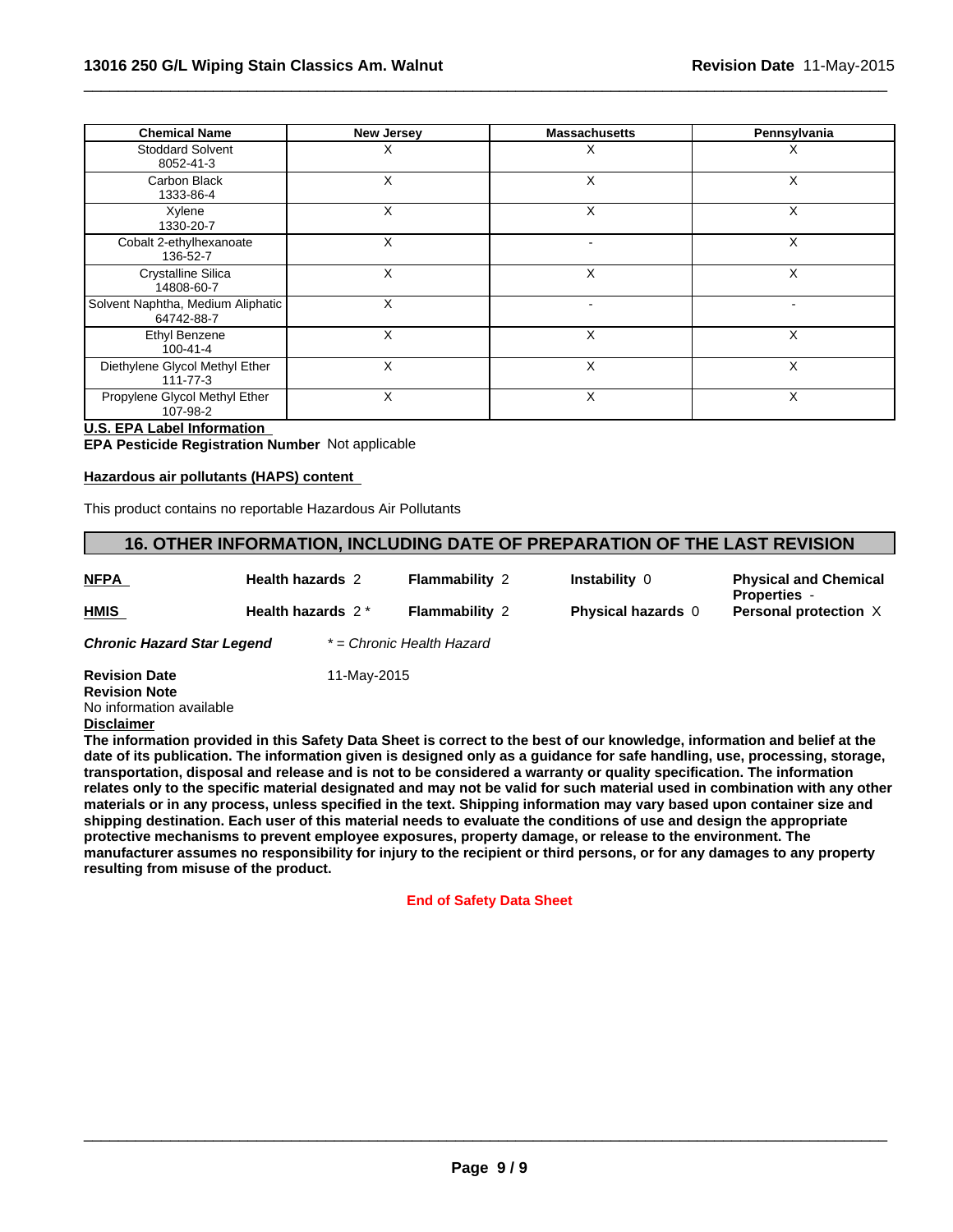| Chemical Name | New Jersey | Massachusetts | Pennsylvania |
|---|---|---|---|
| Stoddard Solvent 8052-41-3 | X | X | X |
| Carbon Black 1333-86-4 | X | X | X |
| Xylene 1330-20-7 | X | X | X |
| Cobalt 2-ethylhexanoate 136-52-7 | X | - | X |
| Crystalline Silica 14808-60-7 | X | X | X |
| Solvent Naphtha, Medium Aliphatic 64742-88-7 | X | - | - |
| Ethyl Benzene 100-41-4 | X | X | X |
| Diethylene Glycol Methyl Ether 111-77-3 | X | X | X |
| Propylene Glycol Methyl Ether 107-98-2 | X | X | X |

**U.S. EPA Label Information**

**EPA Pesticide Registration Number** Not applicable

**Hazardous air pollutants (HAPS) content**

This product contains no reportable Hazardous Air Pollutants

## 16. OTHER INFORMATION, INCLUDING DATE OF PREPARATION OF THE LAST REVISION

| | | | | |
|---|---|---|---|---|
| **NFPA** | **Health hazards** 2 | **Flammability** 2 | **Instability** 0 | **Physical and Chemical Properties** - |
| **HMIS** | **Health hazards** 2 * | **Flammability** 2 | **Physical hazards** 0 | **Personal protection** X |

***Chronic Hazard Star Legend*** *\* = Chronic Health Hazard*

**Revision Date** 11-May-2015

**Revision Note**

No information available

**Disclaimer**

**The information provided in this Safety Data Sheet is correct to the best of our knowledge, information and belief at the date of its publication. The information given is designed only as a guidance for safe handling, use, processing, storage, transportation, disposal and release and is not to be considered a warranty or quality specification. The information relates only to the specific material designated and may not be valid for such material used in combination with any other materials or in any process, unless specified in the text. Shipping information may vary based upon container size and shipping destination. Each user of this material needs to evaluate the conditions of use and design the appropriate protective mechanisms to prevent employee exposures, property damage, or release to the environment. The manufacturer assumes no responsibility for injury to the recipient or third persons, or for any damages to any property resulting from misuse of the product.**

**End of Safety Data Sheet**